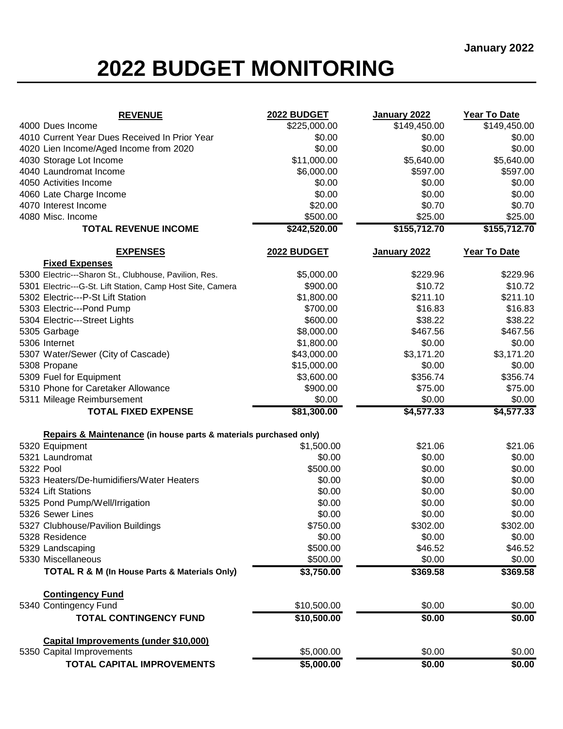January 2022

# 2022 BUDGET MONITORING

| **REVENUE** | **2022 BUDGET** | **January 2022** | **Year To Date** |
|---|---|---|---|
| 4000 Dues Income | $225,000.00 | $149,450.00 | $149,450.00 |
| 4010 Current Year Dues Received In Prior Year | $0.00 | $0.00 | $0.00 |
| 4020 Lien Income/Aged Income from 2020 | $0.00 | $0.00 | $0.00 |
| 4030 Storage Lot Income | $11,000.00 | $5,640.00 | $5,640.00 |
| 4040 Laundromat Income | $6,000.00 | $597.00 | $597.00 |
| 4050 Activities Income | $0.00 | $0.00 | $0.00 |
| 4060 Late Charge Income | $0.00 | $0.00 | $0.00 |
| 4070 Interest Income | $20.00 | $0.70 | $0.70 |
| 4080 Misc. Income | $500.00 | $25.00 | $25.00 |
| **TOTAL REVENUE INCOME** | **$242,520.00** | **$155,712.70** | **$155,712.70** |

| **EXPENSES** | **2022 BUDGET** | **January 2022** | **Year To Date** |
|---|---|---|---|
| **Fixed Expenses** | | | |
| 5300 Electric---Sharon St., Clubhouse, Pavilion, Res. | $5,000.00 | $229.96 | $229.96 |
| 5301 Electric---G-St. Lift Station, Camp Host Site, Camera | $900.00 | $10.72 | $10.72 |
| 5302 Electric---P-St Lift Station | $1,800.00 | $211.10 | $211.10 |
| 5303 Electric---Pond Pump | $700.00 | $16.83 | $16.83 |
| 5304 Electric---Street Lights | $600.00 | $38.22 | $38.22 |
| 5305 Garbage | $8,000.00 | $467.56 | $467.56 |
| 5306 Internet | $1,800.00 | $0.00 | $0.00 |
| 5307 Water/Sewer (City of Cascade) | $43,000.00 | $3,171.20 | $3,171.20 |
| 5308 Propane | $15,000.00 | $0.00 | $0.00 |
| 5309 Fuel for Equipment | $3,600.00 | $356.74 | $356.74 |
| 5310 Phone for Caretaker Allowance | $900.00 | $75.00 | $75.00 |
| 5311 Mileage Reimbursement | $0.00 | $0.00 | $0.00 |
| **TOTAL FIXED EXPENSE** | **$81,300.00** | **$4,577.33** | **$4,577.33** |
| **Repairs & Maintenance** (in house parts & materials purchased only) | | | |
| 5320 Equipment | $1,500.00 | $21.06 | $21.06 |
| 5321 Laundromat | $0.00 | $0.00 | $0.00 |
| 5322 Pool | $500.00 | $0.00 | $0.00 |
| 5323 Heaters/De-humidifiers/Water Heaters | $0.00 | $0.00 | $0.00 |
| 5324 Lift Stations | $0.00 | $0.00 | $0.00 |
| 5325 Pond Pump/Well/Irrigation | $0.00 | $0.00 | $0.00 |
| 5326 Sewer Lines | $0.00 | $0.00 | $0.00 |
| 5327 Clubhouse/Pavilion Buildings | $750.00 | $302.00 | $302.00 |
| 5328 Residence | $0.00 | $0.00 | $0.00 |
| 5329 Landscaping | $500.00 | $46.52 | $46.52 |
| 5330 Miscellaneous | $500.00 | $0.00 | $0.00 |
| **TOTAL R & M (In House Parts & Materials Only)** | **$3,750.00** | **$369.58** | **$369.58** |
| **Contingency Fund** | | | |
| 5340 Contingency Fund | $10,500.00 | $0.00 | $0.00 |
| **TOTAL CONTINGENCY FUND** | **$10,500.00** | **$0.00** | **$0.00** |
| **Capital Improvements (under $10,000)** | | | |
| 5350 Capital Improvements | $5,000.00 | $0.00 | $0.00 |
| **TOTAL CAPITAL IMPROVEMENTS** | **$5,000.00** | **$0.00** | **$0.00** |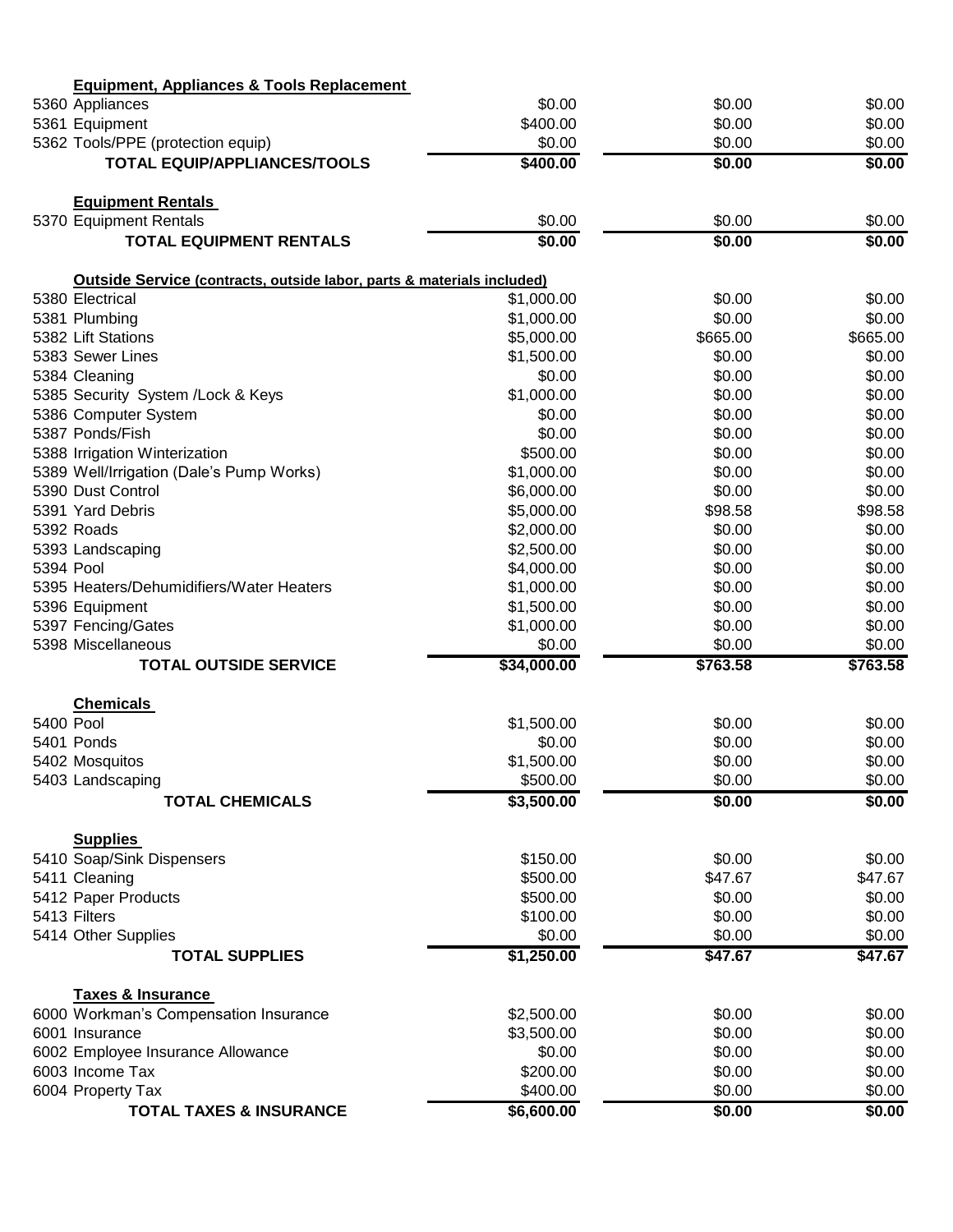| Account | Description | | | |
|---|---|---|---|---|
| | **Equipment, Appliances & Tools Replacement** | | | |
| 5360 | Appliances | $0.00 | $0.00 | $0.00 |
| 5361 | Equipment | $400.00 | $0.00 | $0.00 |
| 5362 | Tools/PPE (protection equip) | $0.00 | $0.00 | $0.00 |
| | **TOTAL EQUIP/APPLIANCES/TOOLS** | **$400.00** | **$0.00** | **$0.00** |
| | **Equipment Rentals** | | | |
| 5370 | Equipment Rentals | $0.00 | $0.00 | $0.00 |
| | **TOTAL EQUIPMENT RENTALS** | **$0.00** | **$0.00** | **$0.00** |
| | **Outside Service (contracts, outside labor, parts & materials included)** | | | |
| 5380 | Electrical | $1,000.00 | $0.00 | $0.00 |
| 5381 | Plumbing | $1,000.00 | $0.00 | $0.00 |
| 5382 | Lift Stations | $5,000.00 | $665.00 | $665.00 |
| 5383 | Sewer Lines | $1,500.00 | $0.00 | $0.00 |
| 5384 | Cleaning | $0.00 | $0.00 | $0.00 |
| 5385 | Security System /Lock & Keys | $1,000.00 | $0.00 | $0.00 |
| 5386 | Computer System | $0.00 | $0.00 | $0.00 |
| 5387 | Ponds/Fish | $0.00 | $0.00 | $0.00 |
| 5388 | Irrigation Winterization | $500.00 | $0.00 | $0.00 |
| 5389 | Well/Irrigation (Dale's Pump Works) | $1,000.00 | $0.00 | $0.00 |
| 5390 | Dust Control | $6,000.00 | $0.00 | $0.00 |
| 5391 | Yard Debris | $5,000.00 | $98.58 | $98.58 |
| 5392 | Roads | $2,000.00 | $0.00 | $0.00 |
| 5393 | Landscaping | $2,500.00 | $0.00 | $0.00 |
| 5394 | Pool | $4,000.00 | $0.00 | $0.00 |
| 5395 | Heaters/Dehumidifiers/Water Heaters | $1,000.00 | $0.00 | $0.00 |
| 5396 | Equipment | $1,500.00 | $0.00 | $0.00 |
| 5397 | Fencing/Gates | $1,000.00 | $0.00 | $0.00 |
| 5398 | Miscellaneous | $0.00 | $0.00 | $0.00 |
| | **TOTAL OUTSIDE SERVICE** | **$34,000.00** | **$763.58** | **$763.58** |
| | **Chemicals** | | | |
| 5400 | Pool | $1,500.00 | $0.00 | $0.00 |
| 5401 | Ponds | $0.00 | $0.00 | $0.00 |
| 5402 | Mosquitos | $1,500.00 | $0.00 | $0.00 |
| 5403 | Landscaping | $500.00 | $0.00 | $0.00 |
| | **TOTAL CHEMICALS** | **$3,500.00** | **$0.00** | **$0.00** |
| | **Supplies** | | | |
| 5410 | Soap/Sink Dispensers | $150.00 | $0.00 | $0.00 |
| 5411 | Cleaning | $500.00 | $47.67 | $47.67 |
| 5412 | Paper Products | $500.00 | $0.00 | $0.00 |
| 5413 | Filters | $100.00 | $0.00 | $0.00 |
| 5414 | Other Supplies | $0.00 | $0.00 | $0.00 |
| | **TOTAL SUPPLIES** | **$1,250.00** | **$47.67** | **$47.67** |
| | **Taxes & Insurance** | | | |
| 6000 | Workman's Compensation Insurance | $2,500.00 | $0.00 | $0.00 |
| 6001 | Insurance | $3,500.00 | $0.00 | $0.00 |
| 6002 | Employee Insurance Allowance | $0.00 | $0.00 | $0.00 |
| 6003 | Income Tax | $200.00 | $0.00 | $0.00 |
| 6004 | Property Tax | $400.00 | $0.00 | $0.00 |
| | **TOTAL TAXES & INSURANCE** | **$6,600.00** | **$0.00** | **$0.00** |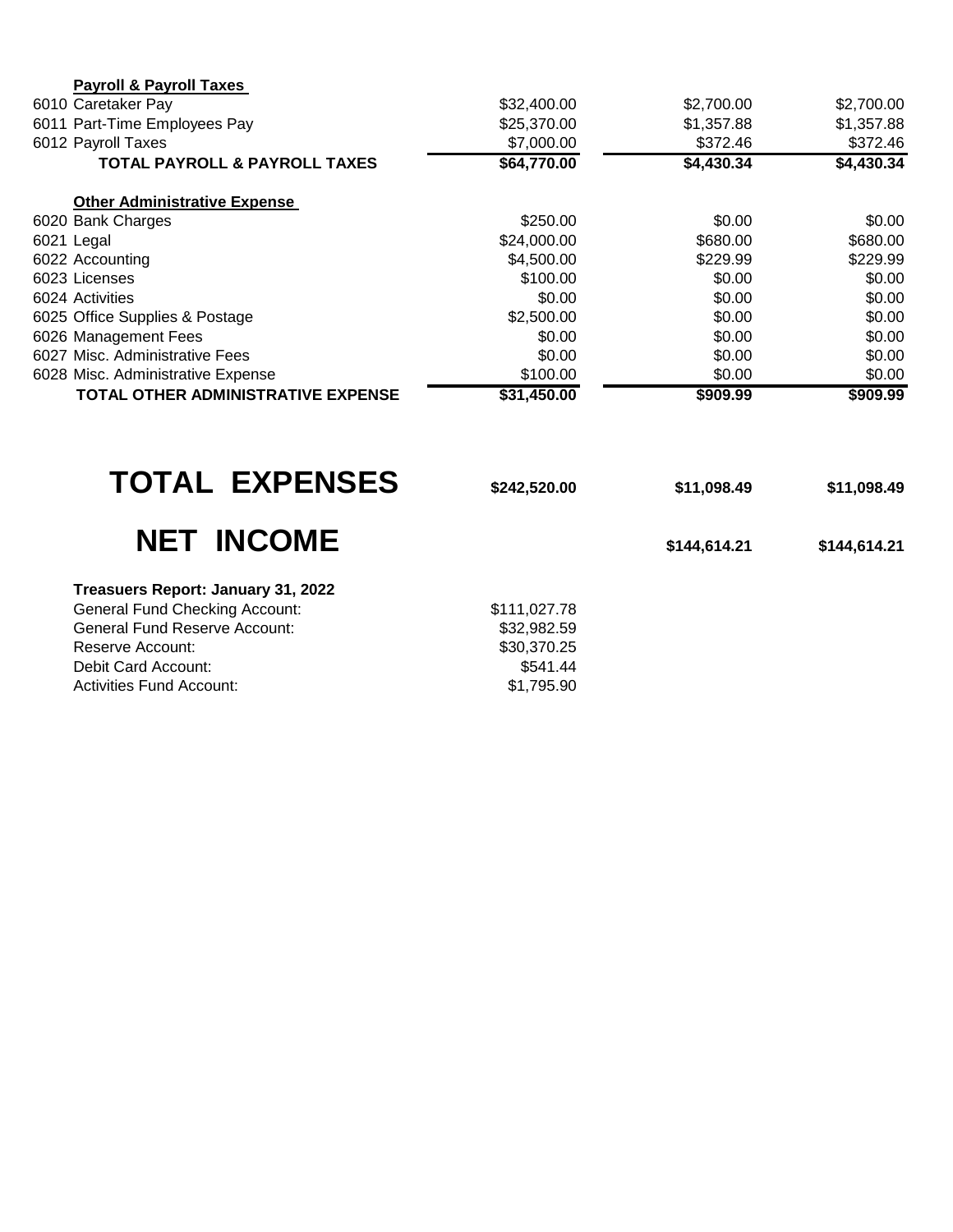| | | | |
|---|---|---|---|
| **Payroll & Payroll Taxes** | | | |
| 6010 Caretaker Pay | $32,400.00 | $2,700.00 | $2,700.00 |
| 6011 Part-Time Employees Pay | $25,370.00 | $1,357.88 | $1,357.88 |
| 6012 Payroll Taxes | $7,000.00 | $372.46 | $372.46 |
| **TOTAL PAYROLL & PAYROLL TAXES** | **$64,770.00** | **$4,430.34** | **$4,430.34** |
| | | | |
| **Other Administrative Expense** | | | |
| 6020 Bank Charges | $250.00 | $0.00 | $0.00 |
| 6021 Legal | $24,000.00 | $680.00 | $680.00 |
| 6022 Accounting | $4,500.00 | $229.99 | $229.99 |
| 6023 Licenses | $100.00 | $0.00 | $0.00 |
| 6024 Activities | $0.00 | $0.00 | $0.00 |
| 6025 Office Supplies & Postage | $2,500.00 | $0.00 | $0.00 |
| 6026 Management Fees | $0.00 | $0.00 | $0.00 |
| 6027 Misc. Administrative Fees | $0.00 | $0.00 | $0.00 |
| 6028 Misc. Administrative Expense | $100.00 | $0.00 | $0.00 |
| **TOTAL OTHER ADMINISTRATIVE EXPENSE** | **$31,450.00** | **$909.99** | **$909.99** |
| | | | |
| **TOTAL EXPENSES** | **$242,520.00** | **$11,098.49** | **$11,098.49** |
| **NET INCOME** | | **$144,614.21** | **$144,614.21** |

**Treasuers Report: January 31, 2022**

| | |
|---|---|
| General Fund Checking Account: | $111,027.78 |
| General Fund Reserve Account: | $32,982.59 |
| Reserve Account: | $30,370.25 |
| Debit Card Account: | $541.44 |
| Activities Fund Account: | $1,795.90 |